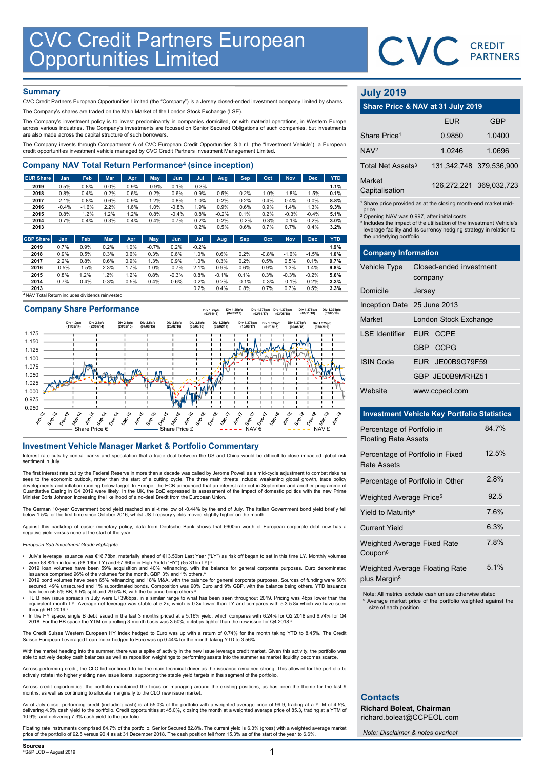# CVC Credit Partners European Opportunities Limited

CVC CREDIT PARTNERS

## Summary

CVC Credit Partners European Opportunities Limited (the "Company") is a Jersey closed-ended investment company limited by shares.

The Company's shares are traded on the Main Market of the London Stock Exchange (LSE).

The Company's investment policy is to invest predominantly in companies domiciled, or with material operations, in Western Europe across various industries. The Company's investments are focused on Senior Secured Obligations of such companies, but investments are also made across the capital structure of such borrowers.

The Company invests through Compartment A of CVC European Credit Opportunities S.à r.l. (the "Investment Vehicle"), a European credit opportunities investment vehicle managed by CVC Credit Partners Investment Management Limited.

## Company NAV Total Return Performance[4] (since inception)

| EUR Share | Jan | Feb | Mar | Apr | May | Jun | Jul | Aug | Sep | Oct | Nov | Dec | YTD |
|---|---|---|---|---|---|---|---|---|---|---|---|---|---|
| 2019 | 0.5% | 0.8% | 0.0% | 0.9% | -0.9% | 0.1% | -0.3% | | | | | | 1.1% |
| 2018 | 0.8% | 0.4% | 0.2% | 0.6% | 0.2% | 0.6% | 0.9% | 0.5% | 0.2% | -1.0% | -1.8% | -1.5% | 0.1% |
| 2017 | 2.1% | 0.8% | 0.6% | 0.9% | 1.2% | 0.8% | 1.0% | 0.2% | 0.2% | 0.4% | 0.4% | 0.0% | 8.8% |
| 2016 | -0.4% | -1.6% | 2.2% | 1.6% | 1.0% | -0.8% | 1.9% | 0.9% | 0.6% | 0.9% | 1.4% | 1.3% | 9.3% |
| 2015 | 0.8% | 1.2% | 1.2% | 1.2% | 0.8% | -0.4% | 0.8% | -0.2% | 0.1% | 0.2% | -0.3% | -0.4% | 5.1% |
| 2014 | 0.7% | 0.4% | 0.3% | 0.4% | 0.4% | 0.7% | 0.2% | 0.2% | -0.2% | -0.3% | -0.1% | 0.2% | 3.0% |
| 2013 | | | | | | | 0.2% | 0.5% | 0.6% | 0.7% | 0.7% | 0.4% | 3.2% |

| GBP Share | Jan | Feb | Mar | Apr | May | Jun | Jul | Aug | Sep | Oct | Nov | Dec | YTD |
|---|---|---|---|---|---|---|---|---|---|---|---|---|---|
| 2019 | 0.7% | 0.9% | 0.2% | 1.0% | -0.7% | 0.2% | -0.2% | | | | | | 1.9% |
| 2018 | 0.9% | 0.5% | 0.3% | 0.6% | 0.3% | 0.6% | 1.0% | 0.6% | 0.2% | -0.8% | -1.6% | -1.5% | 1.0% |
| 2017 | 2.2% | 0.8% | 0.6% | 0.9% | 1.3% | 0.9% | 1.0% | 0.3% | 0.2% | 0.5% | 0.5% | 0.1% | 9.7% |
| 2016 | -0.5% | -1.5% | 2.3% | 1.7% | 1.0% | -0.7% | 2.1% | 0.9% | 0.6% | 0.9% | 1.3% | 1.4% | 9.8% |
| 2015 | 0.8% | 1.2% | 1.2% | 1.2% | 0.8% | -0.3% | 0.8% | -0.1% | 0.1% | 0.3% | -0.3% | -0.2% | 5.6% |
| 2014 | 0.7% | 0.4% | 0.3% | 0.5% | 0.4% | 0.6% | 0.2% | 0.2% | -0.1% | -0.3% | -0.1% | 0.2% | 3.3% |
| 2013 | | | | | | | 0.2% | 0.4% | 0.8% | 0.7% | 0.7% | 0.5% | 3.3% |

[4] NAV Total Return includes dividends reinvested

## Company Share Performance

Div 1.0p/c (11/02/14) · Div 2.5p/c (22/07/14) · Div 2.5p/c (20/02/15) · Div 2.5p/c (07/08/15) · Div 2.5p/c (26/02/16) · Div 2.5p/c (05/08/16) · Div 1.25p/c (03/11/16) · Div 1.25p/c (02/02/17) · Div 1.25p/c (04/05/17) · Div 1.375p/c (10/08/17) · Div 1.375p/c (02/11/17) · Div 1.375p/c (01/02/18) · Div 1.375p/c (03/05/18) · Div 1.375p/c (09/08/18) · Div 1.375p/c (01/11/18) · Div 1.375p/c (07/02/19) · Div 1.375p/c (02/05/19)

Legend: Share Price € · Share Price £ · NAV € · NAV £

## Investment Vehicle Manager Market & Portfolio Commentary

Interest rate cuts by central banks and speculation that a trade deal between the US and China would be difficult to close impacted global risk sentiment in July.

The first interest rate cut by the Federal Reserve in more than a decade was called by Jerome Powell as a mid-cycle adjustment to combat risks he sees to the economic outlook, rather than the start of a cutting cycle. The three main threats include: weakening global growth, trade policy developments and inflation running below target. In Europe, the ECB announced that an interest rate cut in September and another programme of Quantitative Easing in Q4 2019 were likely. In the UK, the BoE expressed its assessment of the impact of domestic politics with the new Prime Minister Boris Johnson increasing the likelihood of a no-deal Brexit from the European Union.

The German 10-year Government bond yield reached an all-time low of -0.44% by the end of July. The Italian Government bond yield briefly fell below 1.5% for the first time since October 2016, whilst US Treasury yields moved slightly higher on the month.

Against this backdrop of easier monetary policy, data from Deutsche Bank shows that €600bn worth of European corporate debt now has a negative yield versus none at the start of the year.

*European Sub Investment Grade Highlights*

- July's leverage issuance was €16.78bn, materially ahead of €13.50bn Last Year ("LY") as risk off began to set in this time LY. Monthly volumes were €8.82bn in loans (€8.19bn LY) and €7.96bn in High Yield ("HY") (€5.31bn LY).[a]
- 2019 loan volumes have been 59% acquisition and 40% refinancing, with the balance for general corporate purposes. Euro denominated issuance comprised 96% of the volumes for the month, GBP 3% and 1% others.[a]
- 2019 bond volumes have been 65% refinancing and 18% M&A, with the balance for general corporate purposes. Sources of funding were 50% secured, 49% unsecured and 1% subordinated bonds. Composition was 90% Euro and 9% GBP, with the balance being others. YTD issuance has been 56.5% BB, 9.5% split and 29.5% B, with the balance being others.[a]
- TL B new issue spreads in July were E+396bps, in a similar range to what has been seen throughout 2019. Pricing was 4bps lower than the equivalent month LY. Average net leverage was stable at 5.2x, which is 0.3x lower than LY and compares with 5.3-5.8x which we have seen through H1 2019.[a]
- In the HY space, single B debt issued in the last 3 months priced at a 5.16% yield, which compares with 6.24% for Q2 2018 and 6.74% for Q4 2018. For the BB space the YTM on a rolling 3-month basis was 3.50%, c.45bps tighter than the new issue for Q4 2018.[a]

The Credit Suisse Western European HY Index hedged to Euro was up with a return of 0.74% for the month taking YTD to 8.45%. The Credit Suisse European Leveraged Loan Index hedged to Euro was up 0.44% for the month taking YTD to 3.56%.

With the market heading into the summer, there was a spike of activity in the new issue leverage credit market. Given this activity, the portfolio was able to actively deploy cash balances as well as reposition weightings to performing assets into the summer as market liquidity becomes scarce.

Across performing credit, the CLO bid continued to be the main technical driver as the issuance remained strong. This allowed for the portfolio to actively rotate into higher yielding new issue loans, supporting the stable yield targets in this segment of the portfolio.

Across credit opportunities, the portfolio maintained the focus on managing around the existing positions, as has been the theme for the last 9 months, as well as continuing to allocate marginally to the CLO new issue market.

As of July close, performing credit (including cash) is at 55.0% of the portfolio with a weighted average price of 99.9, trading at a YTM of 4.5%, delivering 4.5% cash yield to the portfolio. Credit opportunities is at 45.0%, closing the month at a weighted average price of 85.3, trading at a YTM of 10.9%, and delivering 7.3% cash yield to the portfolio.

Floating rate instruments comprised 84.7% of the portfolio. Senior Secured 82.8%. The current yield is 6.3% (gross) with a weighted average market price of the portfolio of 92.5 versus 90.4 as at 31 December 2018. The cash position fell from 15.3% as of the start of the year to 6.6%.

**Sources**
[a] S&P LCD – August 2019

## July 2019

### Share Price & NAV at 31 July 2019

| | EUR | GBP |
|---|---|---|
| Share Price[1] | 0.9850 | 1.0400 |
| NAV[2] | 1.0246 | 1.0696 |
| Total Net Assets[3] | 131,342,748 | 379,536,900 |
| Market Capitalisation | 126,272,221 | 369,032,723 |

[1] Share price provided as at the closing month-end market mid-price
[2] Opening NAV was 0.997, after initial costs
[3] Includes the impact of the utilisation of the Investment Vehicle's leverage facility and its currency hedging strategy in relation to the underlying portfolio

### Company Information

| | |
|---|---|
| Vehicle Type | Closed-ended investment company |
| Domicile | Jersey |
| Inception Date | 25 June 2013 |
| Market | London Stock Exchange |
| LSE Identifier | EUR CCPE |
| | GBP CCPG |
| ISIN Code | EUR JE00B9G79F59 |
| | GBP JE00B9MRHZ51 |
| Website | www.ccpeol.com |

### Investment Vehicle Key Portfolio Statistics

| | |
|---|---|
| Percentage of Portfolio in Floating Rate Assets | 84.7% |
| Percentage of Portfolio in Fixed Rate Assets | 12.5% |
| Percentage of Portfolio in Other | 2.8% |
| Weighted Average Price[5] | 92.5 |
| Yield to Maturity[8] | 7.6% |
| Current Yield | 6.3% |
| Weighted Average Fixed Rate Coupon[8] | 7.8% |
| Weighted Average Floating Rate plus Margin[8] | 5.1% |

Note: All metrics exclude cash unless otherwise stated
[5] Average market price of the portfolio weighted against the size of each position

### Contacts

**Richard Boleat, Chairman**
richard.boleat@CCPEOL.com

*Note: Disclaimer & notes overleaf*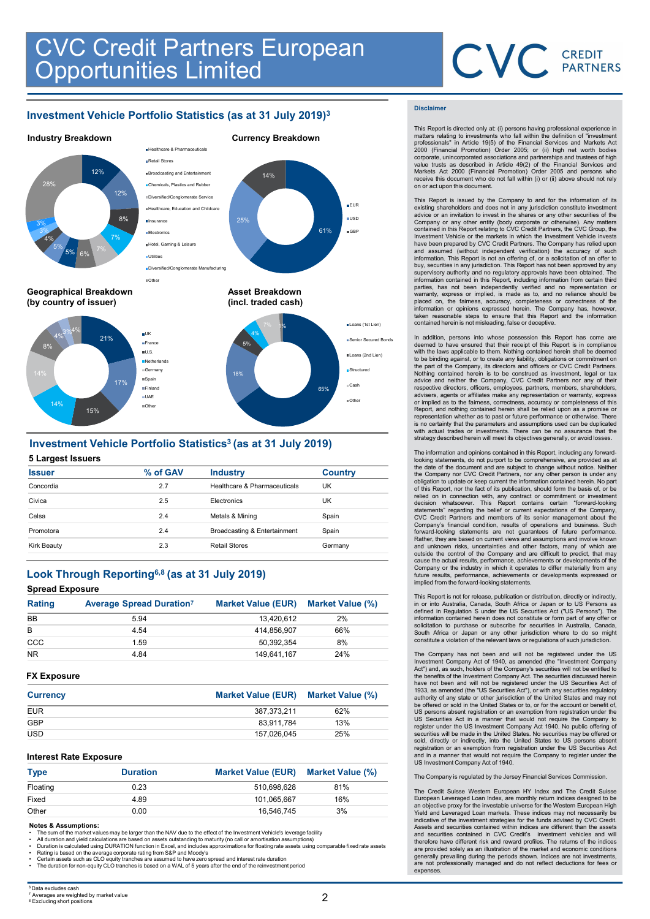# CVC Credit Partners European Opportunities Limited

## Investment Vehicle Portfolio Statistics (as at 31 July 2019)[3]

### Industry Breakdown

12%
12%
8%
7%
7%
6%
5%
5%
4%
3%
3%
28%

Healthcare & Pharmaceuticals
Retail Stores
Broadcasting and Entertainment
Chemicals, Plastics and Rubber
Diversified/Conglomerate Service
Healthcare, Education and Childcare
Insurance
Electronics
Hotel, Gaming & Leisure
Utilities
Diversified/Conglomerate Manufacturing
Other

### Currency Breakdown

61%
25%
14%

EUR
USD
GBP

### Geographical Breakdown (by country of issuer)

21%
17%
15%
14%
14%
8%
4%
3%
4%

UK
France
U.S.
Netherlands
Germany
Spain
Finland
UAE
Other

### Asset Breakdown (incl. traded cash)

65%
18%
5%
4%
7%
1%

Loans (1st Lien)
Senior Secured Bonds
Loans (2nd Lien)
Structured
Cash
Other

## Investment Vehicle Portfolio Statistics[3] (as at 31 July 2019)

### 5 Largest Issuers

| Issuer | % of GAV | Industry | Country |
|---|---|---|---|
| Concordia | 2.7 | Healthcare & Pharmaceuticals | UK |
| Civica | 2.5 | Electronics | UK |
| Celsa | 2.4 | Metals & Mining | Spain |
| Promotora | 2.4 | Broadcasting & Entertainment | Spain |
| Kirk Beauty | 2.3 | Retail Stores | Germany |

## Look Through Reporting[6,8] (as at 31 July 2019)

### Spread Exposure

| Rating | Average Spread Duration[7] | Market Value (EUR) | Market Value (%) |
|---|---|---|---|
| BB | 5.94 | 13,420,612 | 2% |
| B | 4.54 | 414,856,907 | 66% |
| CCC | 1.59 | 50,392,354 | 8% |
| NR | 4.84 | 149,641,167 | 24% |

### FX Exposure

| Currency | Market Value (EUR) | Market Value (%) |
|---|---|---|
| EUR | 387,373,211 | 62% |
| GBP | 83,911,784 | 13% |
| USD | 157,026,045 | 25% |

### Interest Rate Exposure

| Type | Duration | Market Value (EUR) | Market Value (%) |
|---|---|---|---|
| Floating | 0.23 | 510,698,628 | 81% |
| Fixed | 4.89 | 101,065,667 | 16% |
| Other | 0.00 | 16,546,745 | 3% |

**Notes & Assumptions:**

- The sum of the market values may be larger than the NAV due to the effect of the Investment Vehicle's leverage facility
- All duration and yield calculations are based on assets outstanding to maturity (no call or amortisation assumptions)
- Duration is calculated using DURATION function in Excel, and includes approximations for floating rate assets using comparable fixed rate assets
- Rating is based on the average corporate rating from S&P and Moody's
- Certain assets such as CLO equity tranches are assumed to have zero spread and interest rate duration
- The duration for non-equity CLO tranches is based on a WAL of 5 years after the end of the reinvestment period

[6] Data excludes cash
[7] Averages are weighted by market value
[8] Excluding short positions

### Disclaimer

This Report is directed only at: (i) persons having professional experience in matters relating to investments who fall within the definition of "investment professionals" in Article 19(5) of the Financial Services and Markets Act 2000 (Financial Promotion) Order 2005; or (ii) high net worth bodies corporate, unincorporated associations and partnerships and trustees of high value trusts as described in Article 49(2) of the Financial Services and Markets Act 2000 (Financial Promotion) Order 2005 and persons who receive this document who do not fall within (i) or (ii) above should not rely on or act upon this document.

This Report is issued by the Company to and for the information of its existing shareholders and does not in any jurisdiction constitute investment advice or an invitation to invest in the shares or any other securities of the Company or any other entity (body corporate or otherwise). Any matters contained in this Report relating to CVC Credit Partners, the CVC Group, the Investment Vehicle or the markets in which the Investment Vehicle invests have been prepared by CVC Credit Partners. The Company has relied upon and assumed (without independent verification) the accuracy of such information. This Report is not an offering of, or a solicitation of an offer to buy, securities in any jurisdiction. This Report has not been approved by any supervisory authority and no regulatory approvals have been obtained. The information contained in this Report, including information from certain third parties, has not been independently verified and no representation or warranty, express or implied, is made as to, and no reliance should be placed on, the fairness, accuracy, completeness or correctness of the information or opinions expressed herein. The Company has, however, taken reasonable steps to ensure that this Report and the information contained herein is not misleading, false or deceptive.

In addition, persons into whose possession this Report has come are deemed to have ensured that their receipt of this Report is in compliance with the laws applicable to them. Nothing contained herein is to be deemed to be binding against, or to create any liability, obligations or commitment on the part of the Company, its directors and officers or CVC Credit Partners. Nothing contained herein is to be construed as investment, legal or tax advice and neither the Company, CVC Credit Partners nor any of their respective directors, officers, employees, partners, members, shareholders, advisers, agents or affiliates make any representation or warranty, express or implied as to the fairness, correctness, accuracy or completeness of this Report, and nothing contained herein shall be relied upon as a promise or representation whether as to past or future performance or otherwise. There is no certainty that the parameters and assumptions used can be duplicated with actual trades or investments. There can be no assurance that the strategy described herein will meet its objectives generally, or avoid losses.

The information and opinions contained in this Report, including any forward-looking statements, do not purport to be comprehensive, are provided as at the date of the document and are subject to change without notice. Neither the Company nor CVC Credit Partners, nor any other person is under any obligation to update or keep current the information contained herein. No part of this Report, nor the fact of its publication, should form the basis of, or be relied on in connection with, any contract or commitment or investment decision whatsoever. This Report contains certain "forward-looking statements" regarding the belief or current expectations of the Company, CVC Credit Partners and members of its senior management about the Company's financial condition, results of operations and business. Such forward-looking statements are not guarantees of future performance. Rather, they are based on current views and assumptions and involve known and unknown risks, uncertainties and other factors, many of which are outside the control of the Company and are difficult to predict, that may cause the actual results, performance, achievements or developments of the Company or the industry in which it operates to differ materially from any future results, performance, achievements or developments expressed or implied from the forward-looking statements.

This Report is not for release, publication or distribution, directly or indirectly, in or into Australia, Canada, South Africa or Japan or to US Persons as defined in Regulation S under the US Securities Act ("US Persons"). The information contained herein does not constitute or form part of any offer or solicitation to purchase or subscribe for securities in Australia, Canada, South Africa or Japan or any other jurisdiction where to do so might constitute a violation of the relevant laws or regulations of such jurisdiction.

The Company has not been and will not be registered under the US Investment Company Act of 1940, as amended (the "Investment Company Act") and, as such, holders of the Company's securities will not be entitled to the benefits of the Investment Company Act. The securities discussed herein have not been and will not be registered under the US Securities Act of 1933, as amended (the "US Securities Act"), or with any securities regulatory authority of any state or other jurisdiction of the United States and may not be offered or sold in the United States or to, or for the account or benefit of, US persons absent registration or an exemption from registration under the US Securities Act in a manner that would not require the Company to register under the US Investment Company Act 1940. No public offering of securities will be made in the United States. No securities may be offered or sold, directly or indirectly, into the United States to US persons absent registration or an exemption from registration under the US Securities Act and in a manner that would not require the Company to register under the US Investment Company Act of 1940.

The Company is regulated by the Jersey Financial Services Commission.

The Credit Suisse Western European HY Index and The Credit Suisse European Leveraged Loan Index, are monthly return indices designed to be an objective proxy for the investable universe for the Western European High Yield and Leveraged Loan markets. These indices may not necessarily be indicative of the investment strategies for the funds advised by CVC Credit. Assets and securities contained within indices are different than the assets and securities contained in CVC Credit's investment vehicles and will therefore have different risk and reward profiles. The returns of the indices are provided solely as an illustration of the market and economic conditions generally prevailing during the periods shown. Indices are not investments, are not professionally managed and do not reflect deductions for fees or expenses.